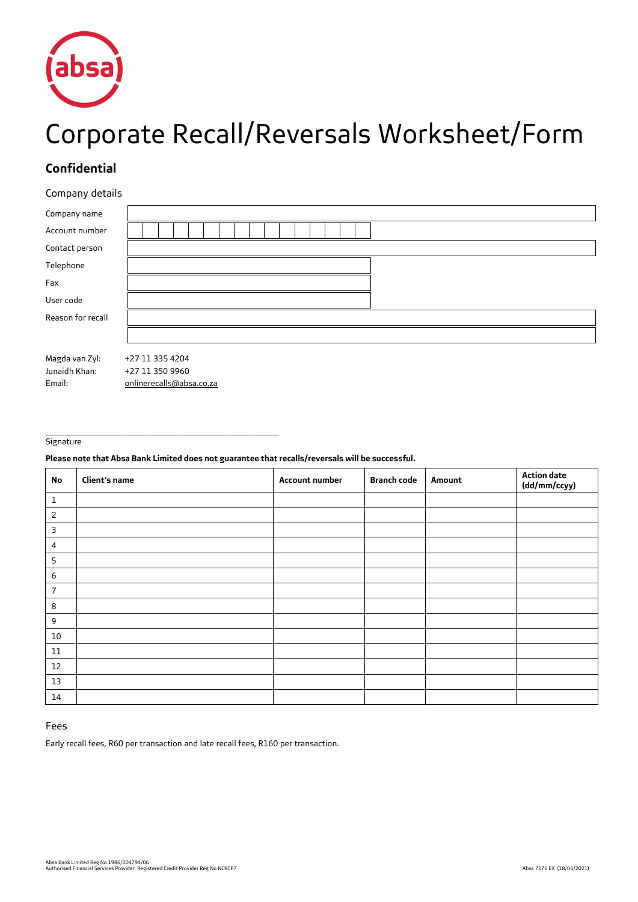# Corporate Recall/Reversals Worksheet/Form

## Confidential

Company details

| | |
|---|---|
| Company name | |
| Account number | |
| Contact person | |
| Telephone | |
| Fax | |
| User code | |
| Reason for recall | |
| | |

Magda van Zyl: +27 11 335 4204
Junaidh Khan: +27 11 350 9960
Email: onlinerecalls@absa.co.za

\_\_\_\_\_\_\_\_\_\_\_\_\_\_\_\_\_\_\_\_\_\_\_\_\_\_\_\_\_\_\_\_\_\_\_\_\_\_\_\_\_\_\_\_
Signature

**Please note that Absa Bank Limited does not guarantee that recalls/reversals will be successful.**

| No | Client's name | Account number | Branch code | Amount | Action date (dd/mm/ccyy) |
|---|---|---|---|---|---|
| 1 | | | | | |
| 2 | | | | | |
| 3 | | | | | |
| 4 | | | | | |
| 5 | | | | | |
| 6 | | | | | |
| 7 | | | | | |
| 8 | | | | | |
| 9 | | | | | |
| 10 | | | | | |
| 11 | | | | | |
| 12 | | | | | |
| 13 | | | | | |
| 14 | | | | | |

Fees

Early recall fees, R60 per transaction and late recall fees, R160 per transaction.

Absa Bank Limited Reg No 1986/004794/06
Authorised Financial Services Provider Registered Credit Provider Reg No NCRCP7

Absa 7176 EX (18/06/2021)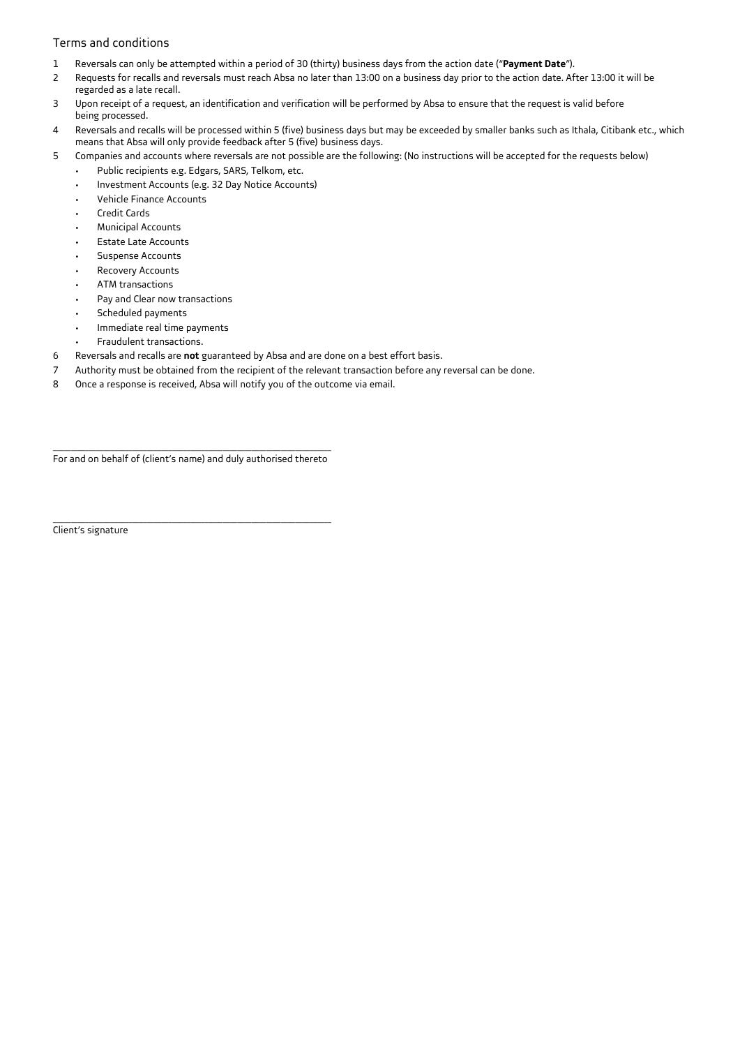## Terms and conditions

1. Reversals can only be attempted within a period of 30 (thirty) business days from the action date ("**Payment Date**").
2. Requests for recalls and reversals must reach Absa no later than 13:00 on a business day prior to the action date. After 13:00 it will be regarded as a late recall.
3. Upon receipt of a request, an identification and verification will be performed by Absa to ensure that the request is valid before being processed.
4. Reversals and recalls will be processed within 5 (five) business days but may be exceeded by smaller banks such as Ithala, Citibank etc., which means that Absa will only provide feedback after 5 (five) business days.
5. Companies and accounts where reversals are not possible are the following: (No instructions will be accepted for the requests below)
   - Public recipients e.g. Edgars, SARS, Telkom, etc.
   - Investment Accounts (e.g. 32 Day Notice Accounts)
   - Vehicle Finance Accounts
   - Credit Cards
   - Municipal Accounts
   - Estate Late Accounts
   - Suspense Accounts
   - Recovery Accounts
   - ATM transactions
   - Pay and Clear now transactions
   - Scheduled payments
   - Immediate real time payments
   - Fraudulent transactions.
6. Reversals and recalls are **not** guaranteed by Absa and are done on a best effort basis.
7. Authority must be obtained from the recipient of the relevant transaction before any reversal can be done.
8. Once a response is received, Absa will notify you of the outcome via email.

______________________________________________

For and on behalf of (client's name) and duly authorised thereto

______________________________________________

Client's signature